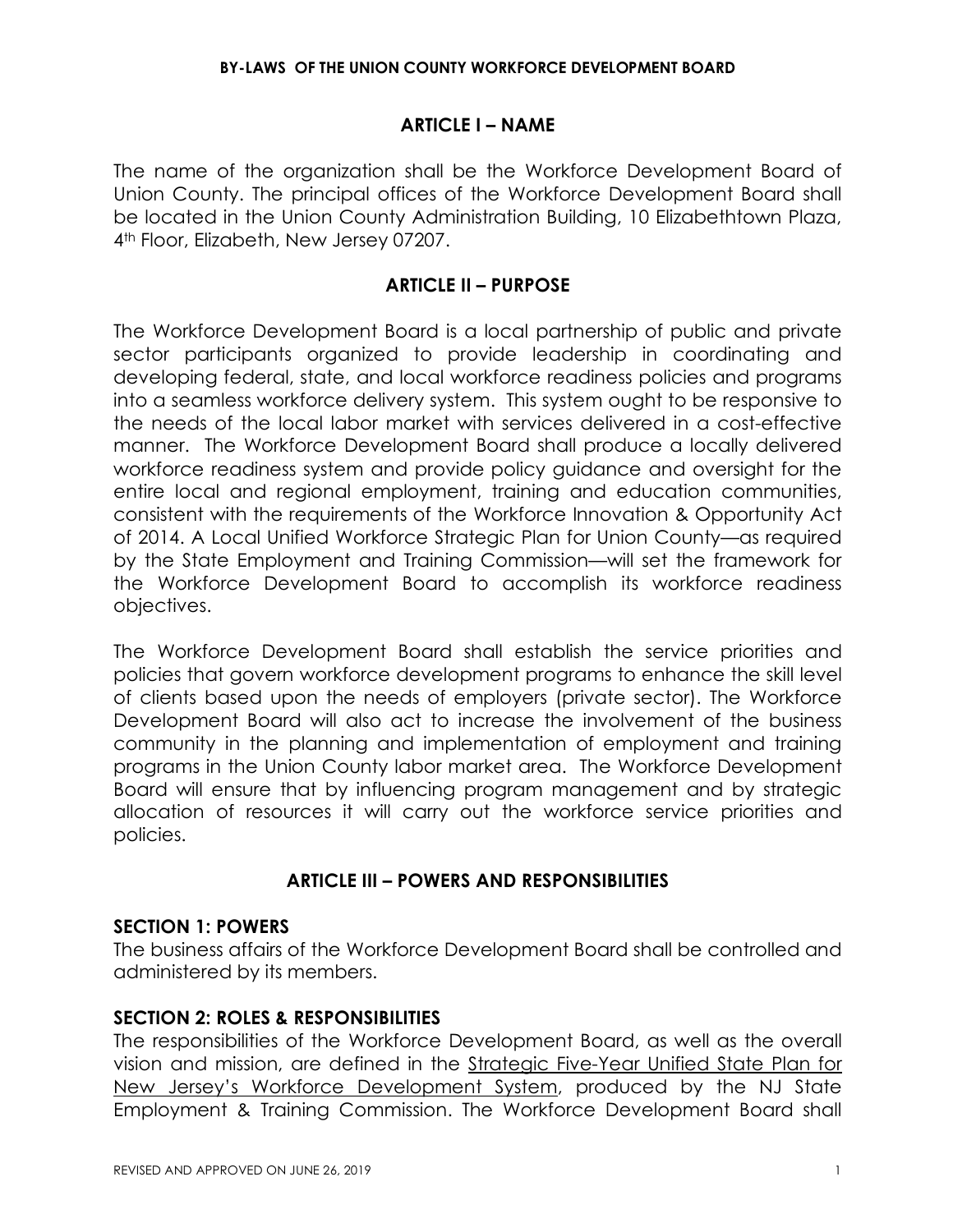# BY-LAWS OF THE UNION COUNTY WORKFORCE DEVELOPMENT BOARD

## ARTICLE I – NAME

The name of the organization shall be the Workforce Development Board of Union County. The principal offices of the Workforce Development Board shall be located in the Union County Administration Building, 10 Elizabethtown Plaza, 4th Floor, Elizabeth, New Jersey 07207.

## ARTICLE II – PURPOSE

The Workforce Development Board is a local partnership of public and private sector participants organized to provide leadership in coordinating and developing federal, state, and local workforce readiness policies and programs into a seamless workforce delivery system. This system ought to be responsive to the needs of the local labor market with services delivered in a cost-effective manner. The Workforce Development Board shall produce a locally delivered workforce readiness system and provide policy guidance and oversight for the entire local and regional employment, training and education communities, consistent with the requirements of the Workforce Innovation & Opportunity Act of 2014. A Local Unified Workforce Strategic Plan for Union County—as required by the State Employment and Training Commission—will set the framework for the Workforce Development Board to accomplish its workforce readiness objectives.

The Workforce Development Board shall establish the service priorities and policies that govern workforce development programs to enhance the skill level of clients based upon the needs of employers (private sector). The Workforce Development Board will also act to increase the involvement of the business community in the planning and implementation of employment and training programs in the Union County labor market area. The Workforce Development Board will ensure that by influencing program management and by strategic allocation of resources it will carry out the workforce service priorities and policies.

## ARTICLE III – POWERS AND RESPONSIBILITIES

### SECTION 1: POWERS

The business affairs of the Workforce Development Board shall be controlled and administered by its members.

### SECTION 2: ROLES & RESPONSIBILITIES

The responsibilities of the Workforce Development Board, as well as the overall vision and mission, are defined in the Strategic Five-Year Unified State Plan for New Jersey's Workforce Development System, produced by the NJ State Employment & Training Commission. The Workforce Development Board shall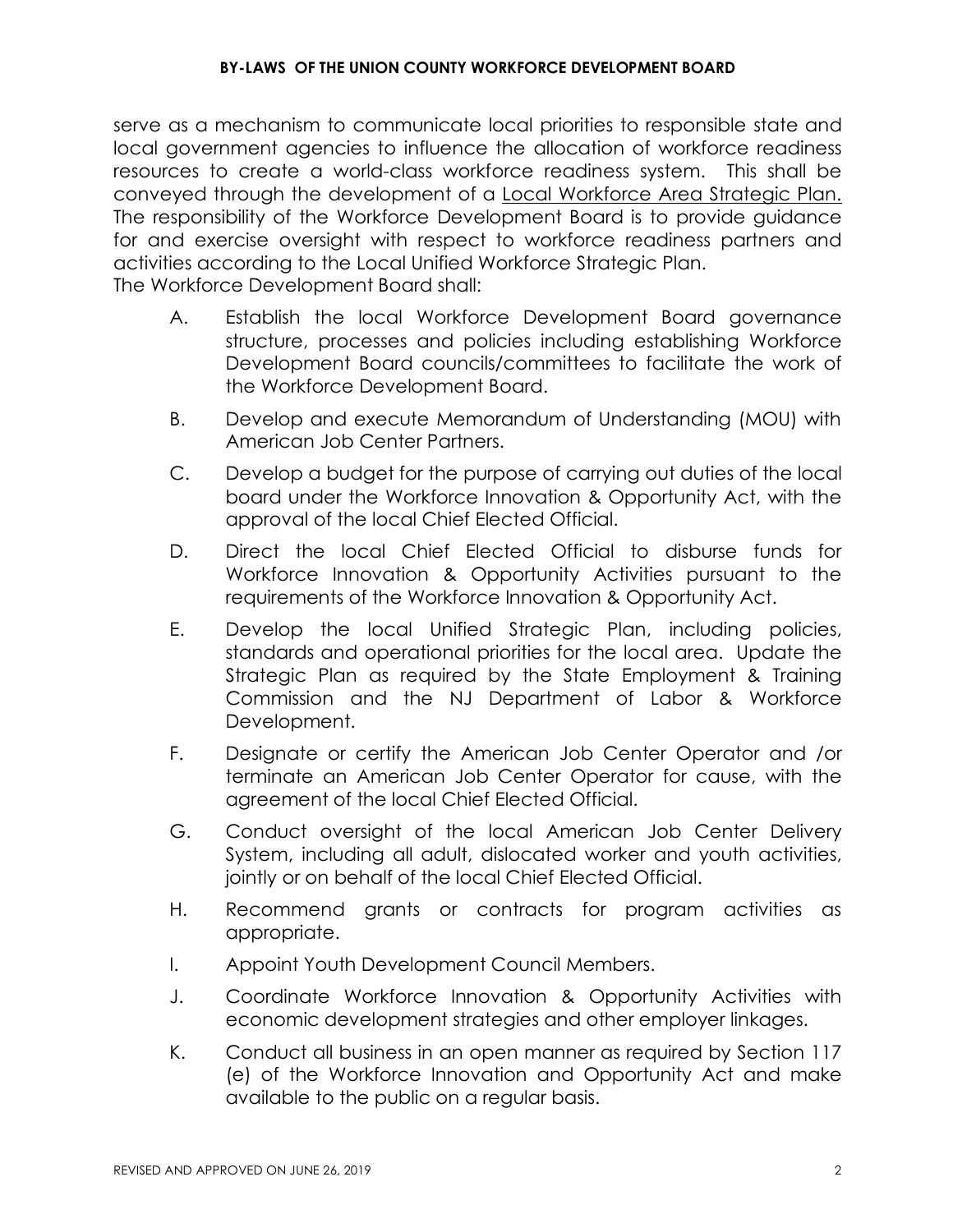serve as a mechanism to communicate local priorities to responsible state and local government agencies to influence the allocation of workforce readiness resources to create a world-class workforce readiness system. This shall be conveyed through the development of a <u>Local Workforce Area Strategic Plan.</u> The responsibility of the Workforce Development Board is to provide guidance for and exercise oversight with respect to workforce readiness partners and activities according to the Local Unified Workforce Strategic Plan.
The Workforce Development Board shall:

A. Establish the local Workforce Development Board governance structure, processes and policies including establishing Workforce Development Board councils/committees to facilitate the work of the Workforce Development Board.

B. Develop and execute Memorandum of Understanding (MOU) with American Job Center Partners.

C. Develop a budget for the purpose of carrying out duties of the local board under the Workforce Innovation & Opportunity Act, with the approval of the local Chief Elected Official.

D. Direct the local Chief Elected Official to disburse funds for Workforce Innovation & Opportunity Activities pursuant to the requirements of the Workforce Innovation & Opportunity Act.

E. Develop the local Unified Strategic Plan, including policies, standards and operational priorities for the local area. Update the Strategic Plan as required by the State Employment & Training Commission and the NJ Department of Labor & Workforce Development.

F. Designate or certify the American Job Center Operator and /or terminate an American Job Center Operator for cause, with the agreement of the local Chief Elected Official.

G. Conduct oversight of the local American Job Center Delivery System, including all adult, dislocated worker and youth activities, jointly or on behalf of the local Chief Elected Official.

H. Recommend grants or contracts for program activities as appropriate.

I. Appoint Youth Development Council Members.

J. Coordinate Workforce Innovation & Opportunity Activities with economic development strategies and other employer linkages.

K. Conduct all business in an open manner as required by Section 117 (e) of the Workforce Innovation and Opportunity Act and make available to the public on a regular basis.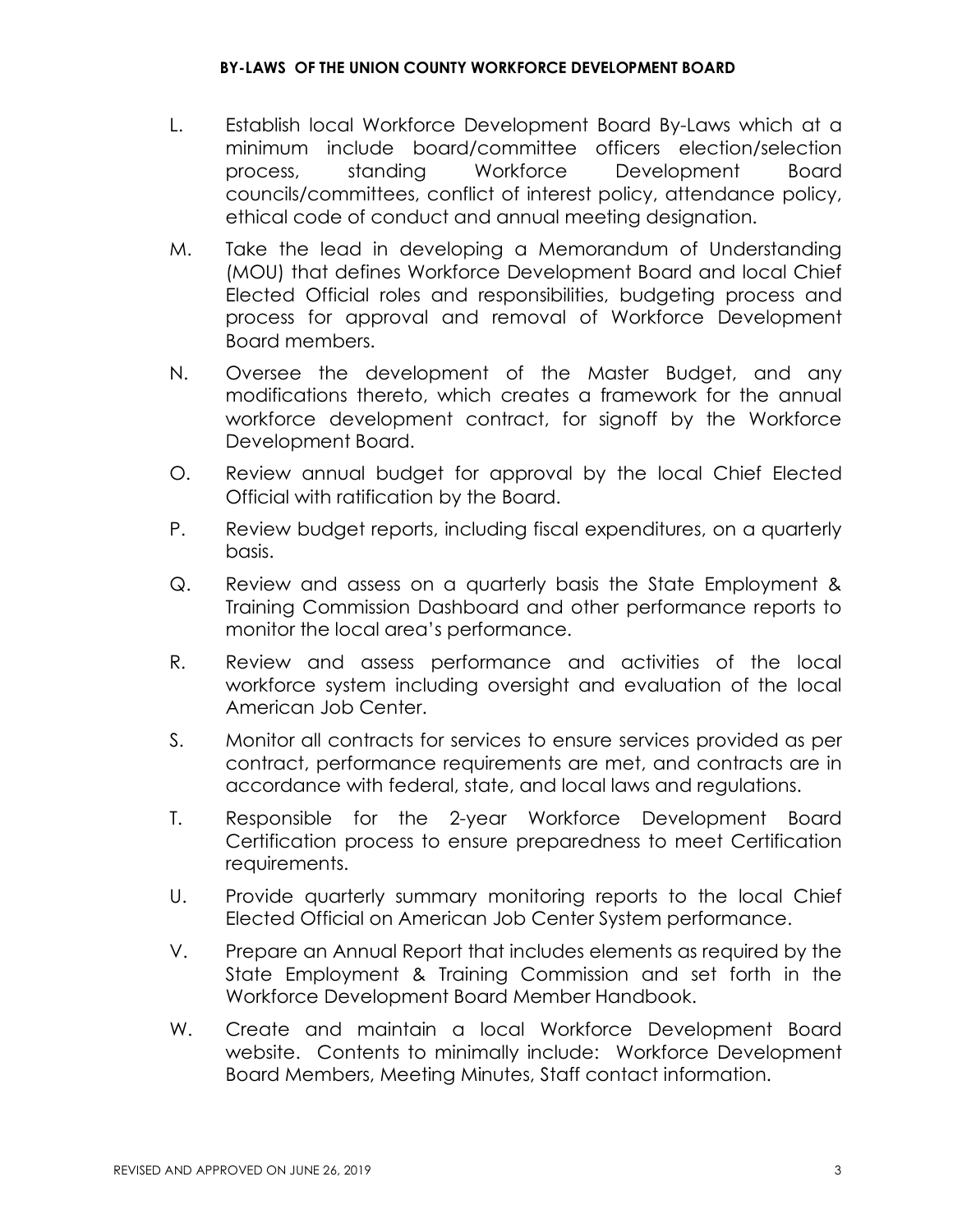L. Establish local Workforce Development Board By-Laws which at a minimum include board/committee officers election/selection process, standing Workforce Development Board councils/committees, conflict of interest policy, attendance policy, ethical code of conduct and annual meeting designation.

M. Take the lead in developing a Memorandum of Understanding (MOU) that defines Workforce Development Board and local Chief Elected Official roles and responsibilities, budgeting process and process for approval and removal of Workforce Development Board members.

N. Oversee the development of the Master Budget, and any modifications thereto, which creates a framework for the annual workforce development contract, for signoff by the Workforce Development Board.

O. Review annual budget for approval by the local Chief Elected Official with ratification by the Board.

P. Review budget reports, including fiscal expenditures, on a quarterly basis.

Q. Review and assess on a quarterly basis the State Employment & Training Commission Dashboard and other performance reports to monitor the local area's performance.

R. Review and assess performance and activities of the local workforce system including oversight and evaluation of the local American Job Center.

S. Monitor all contracts for services to ensure services provided as per contract, performance requirements are met, and contracts are in accordance with federal, state, and local laws and regulations.

T. Responsible for the 2-year Workforce Development Board Certification process to ensure preparedness to meet Certification requirements.

U. Provide quarterly summary monitoring reports to the local Chief Elected Official on American Job Center System performance.

V. Prepare an Annual Report that includes elements as required by the State Employment & Training Commission and set forth in the Workforce Development Board Member Handbook.

W. Create and maintain a local Workforce Development Board website. Contents to minimally include: Workforce Development Board Members, Meeting Minutes, Staff contact information.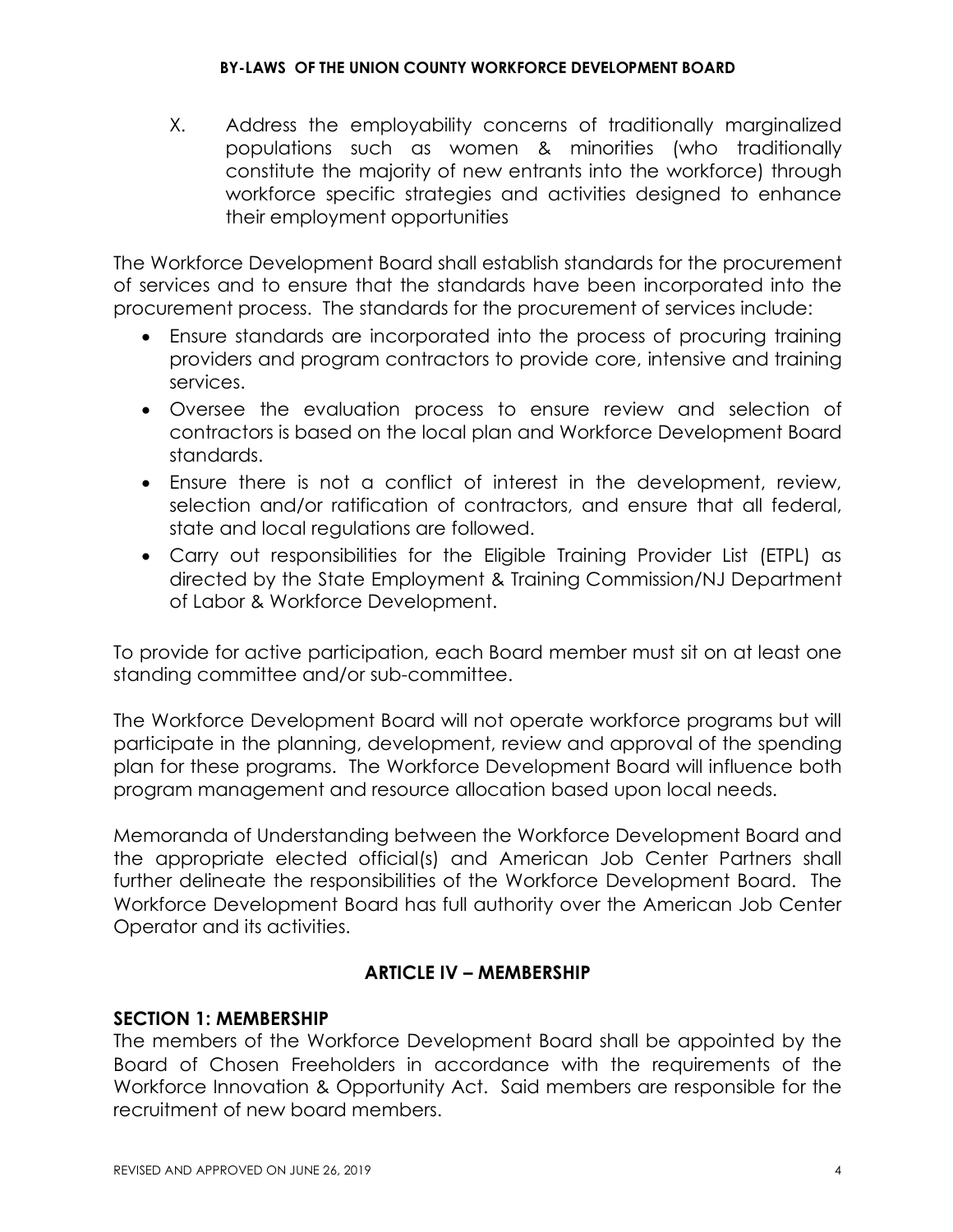X. Address the employability concerns of traditionally marginalized populations such as women & minorities (who traditionally constitute the majority of new entrants into the workforce) through workforce specific strategies and activities designed to enhance their employment opportunities

The Workforce Development Board shall establish standards for the procurement of services and to ensure that the standards have been incorporated into the procurement process. The standards for the procurement of services include:

- Ensure standards are incorporated into the process of procuring training providers and program contractors to provide core, intensive and training services.
- Oversee the evaluation process to ensure review and selection of contractors is based on the local plan and Workforce Development Board standards.
- Ensure there is not a conflict of interest in the development, review, selection and/or ratification of contractors, and ensure that all federal, state and local regulations are followed.
- Carry out responsibilities for the Eligible Training Provider List (ETPL) as directed by the State Employment & Training Commission/NJ Department of Labor & Workforce Development.

To provide for active participation, each Board member must sit on at least one standing committee and/or sub-committee.

The Workforce Development Board will not operate workforce programs but will participate in the planning, development, review and approval of the spending plan for these programs. The Workforce Development Board will influence both program management and resource allocation based upon local needs.

Memoranda of Understanding between the Workforce Development Board and the appropriate elected official(s) and American Job Center Partners shall further delineate the responsibilities of the Workforce Development Board. The Workforce Development Board has full authority over the American Job Center Operator and its activities.

## ARTICLE IV – MEMBERSHIP

### SECTION 1: MEMBERSHIP

The members of the Workforce Development Board shall be appointed by the Board of Chosen Freeholders in accordance with the requirements of the Workforce Innovation & Opportunity Act. Said members are responsible for the recruitment of new board members.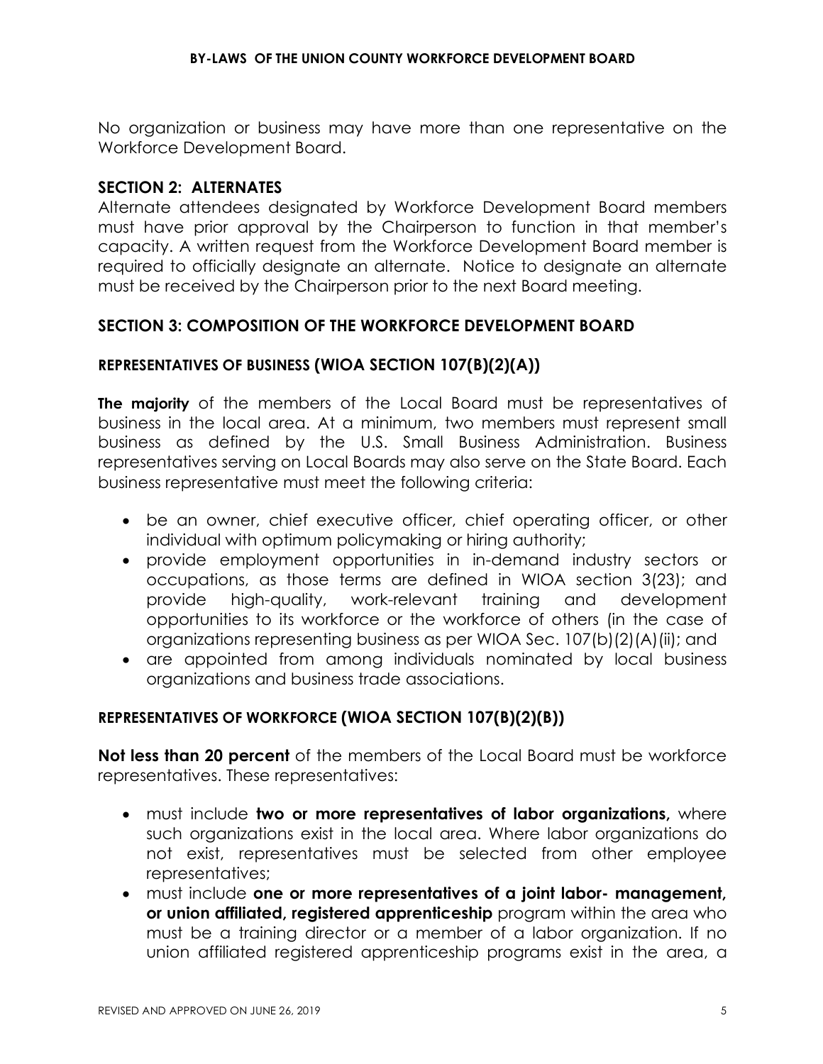No organization or business may have more than one representative on the Workforce Development Board.

## SECTION 2: ALTERNATES

Alternate attendees designated by Workforce Development Board members must have prior approval by the Chairperson to function in that member's capacity. A written request from the Workforce Development Board member is required to officially designate an alternate. Notice to designate an alternate must be received by the Chairperson prior to the next Board meeting.

## SECTION 3: COMPOSITION OF THE WORKFORCE DEVELOPMENT BOARD

### REPRESENTATIVES OF BUSINESS (WIOA SECTION 107(B)(2)(A))

**The majority** of the members of the Local Board must be representatives of business in the local area. At a minimum, two members must represent small business as defined by the U.S. Small Business Administration. Business representatives serving on Local Boards may also serve on the State Board. Each business representative must meet the following criteria:

- be an owner, chief executive officer, chief operating officer, or other individual with optimum policymaking or hiring authority;
- provide employment opportunities in in-demand industry sectors or occupations, as those terms are defined in WIOA section 3(23); and provide high-quality, work-relevant training and development opportunities to its workforce or the workforce of others (in the case of organizations representing business as per WIOA Sec. 107(b)(2)(A)(ii); and
- are appointed from among individuals nominated by local business organizations and business trade associations.

### REPRESENTATIVES OF WORKFORCE (WIOA SECTION 107(B)(2)(B))

**Not less than 20 percent** of the members of the Local Board must be workforce representatives. These representatives:

- must include **two or more representatives of labor organizations,** where such organizations exist in the local area. Where labor organizations do not exist, representatives must be selected from other employee representatives;
- must include **one or more representatives of a joint labor- management, or union affiliated, registered apprenticeship** program within the area who must be a training director or a member of a labor organization. If no union affiliated registered apprenticeship programs exist in the area, a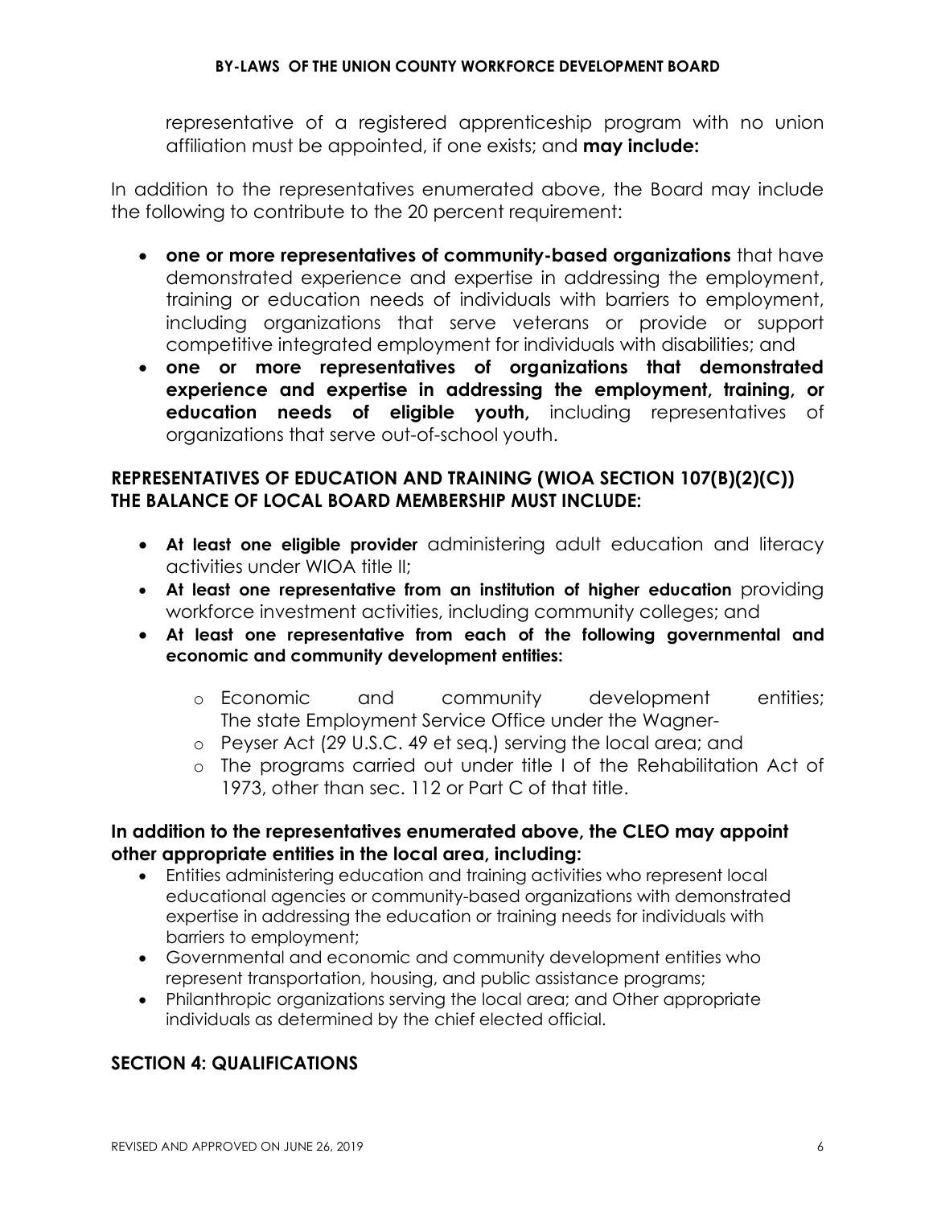representative of a registered apprenticeship program with no union affiliation must be appointed, if one exists; and **may include:**

In addition to the representatives enumerated above, the Board may include the following to contribute to the 20 percent requirement:

- **one or more representatives of community-based organizations** that have demonstrated experience and expertise in addressing the employment, training or education needs of individuals with barriers to employment, including organizations that serve veterans or provide or support competitive integrated employment for individuals with disabilities; and
- **one or more representatives of organizations that demonstrated experience and expertise in addressing the employment, training, or education needs of eligible youth,** including representatives of organizations that serve out-of-school youth.

### REPRESENTATIVES OF EDUCATION AND TRAINING (WIOA SECTION 107(B)(2)(C)) THE BALANCE OF LOCAL BOARD MEMBERSHIP MUST INCLUDE:

- **At least one eligible provider** administering adult education and literacy activities under WIOA title II;
- **At least one representative from an institution of higher education** providing workforce investment activities, including community colleges; and
- **At least one representative from each of the following governmental and economic and community development entities:**
  - Economic and community development entities; The state Employment Service Office under the Wagner-
  - Peyser Act (29 U.S.C. 49 et seq.) serving the local area; and
  - The programs carried out under title I of the Rehabilitation Act of 1973, other than sec. 112 or Part C of that title.

**In addition to the representatives enumerated above, the CLEO may appoint other appropriate entities in the local area, including:**

- Entities administering education and training activities who represent local educational agencies or community-based organizations with demonstrated expertise in addressing the education or training needs for individuals with barriers to employment;
- Governmental and economic and community development entities who represent transportation, housing, and public assistance programs;
- Philanthropic organizations serving the local area; and Other appropriate individuals as determined by the chief elected official.

## SECTION 4: QUALIFICATIONS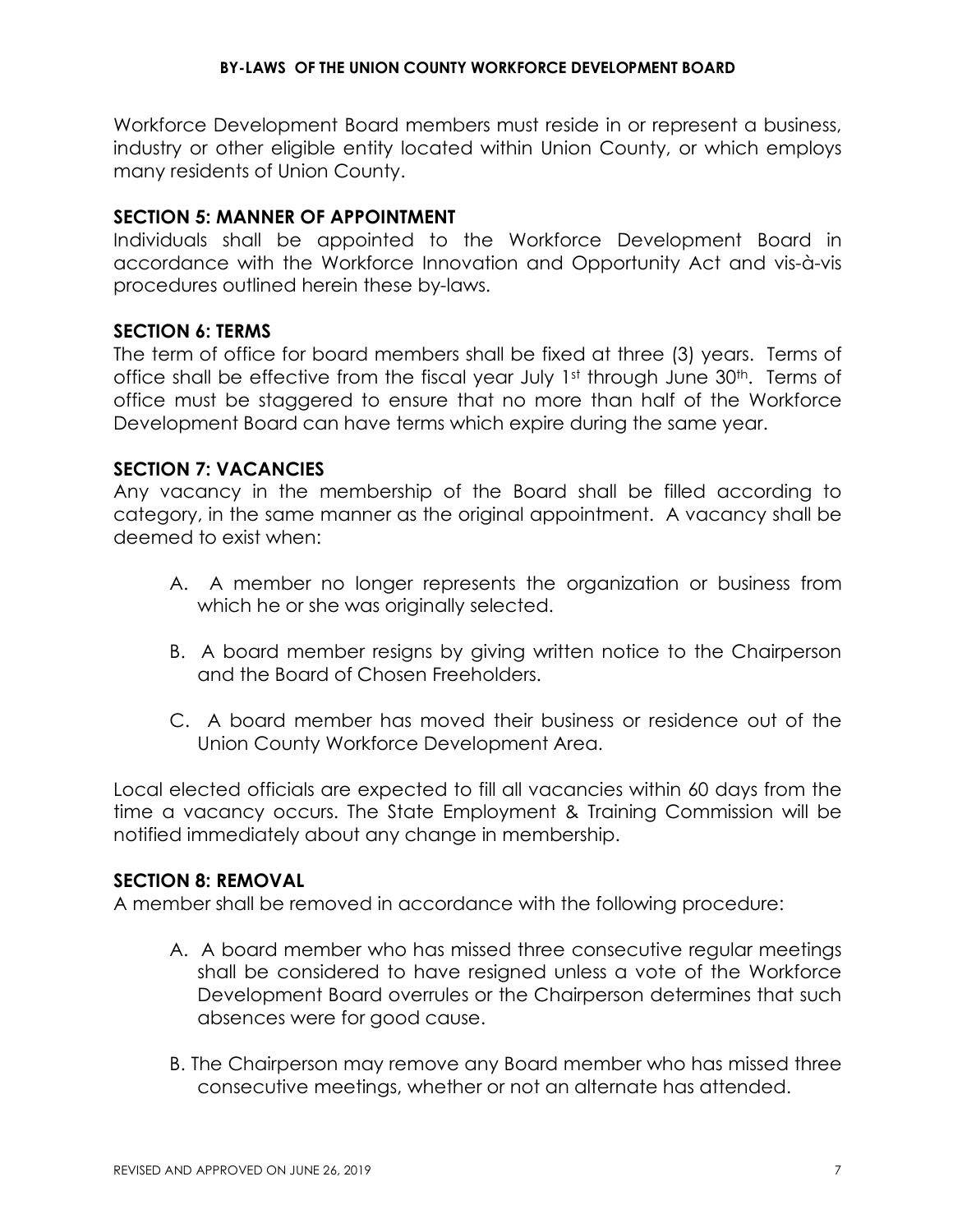Workforce Development Board members must reside in or represent a business, industry or other eligible entity located within Union County, or which employs many residents of Union County.

## SECTION 5: MANNER OF APPOINTMENT

Individuals shall be appointed to the Workforce Development Board in accordance with the Workforce Innovation and Opportunity Act and vis-à-vis procedures outlined herein these by-laws.

## SECTION 6: TERMS

The term of office for board members shall be fixed at three (3) years. Terms of office shall be effective from the fiscal year July 1st through June 30th. Terms of office must be staggered to ensure that no more than half of the Workforce Development Board can have terms which expire during the same year.

## SECTION 7: VACANCIES

Any vacancy in the membership of the Board shall be filled according to category, in the same manner as the original appointment. A vacancy shall be deemed to exist when:

A. A member no longer represents the organization or business from which he or she was originally selected.

B. A board member resigns by giving written notice to the Chairperson and the Board of Chosen Freeholders.

C. A board member has moved their business or residence out of the Union County Workforce Development Area.

Local elected officials are expected to fill all vacancies within 60 days from the time a vacancy occurs. The State Employment & Training Commission will be notified immediately about any change in membership.

## SECTION 8: REMOVAL

A member shall be removed in accordance with the following procedure:

A. A board member who has missed three consecutive regular meetings shall be considered to have resigned unless a vote of the Workforce Development Board overrules or the Chairperson determines that such absences were for good cause.

B. The Chairperson may remove any Board member who has missed three consecutive meetings, whether or not an alternate has attended.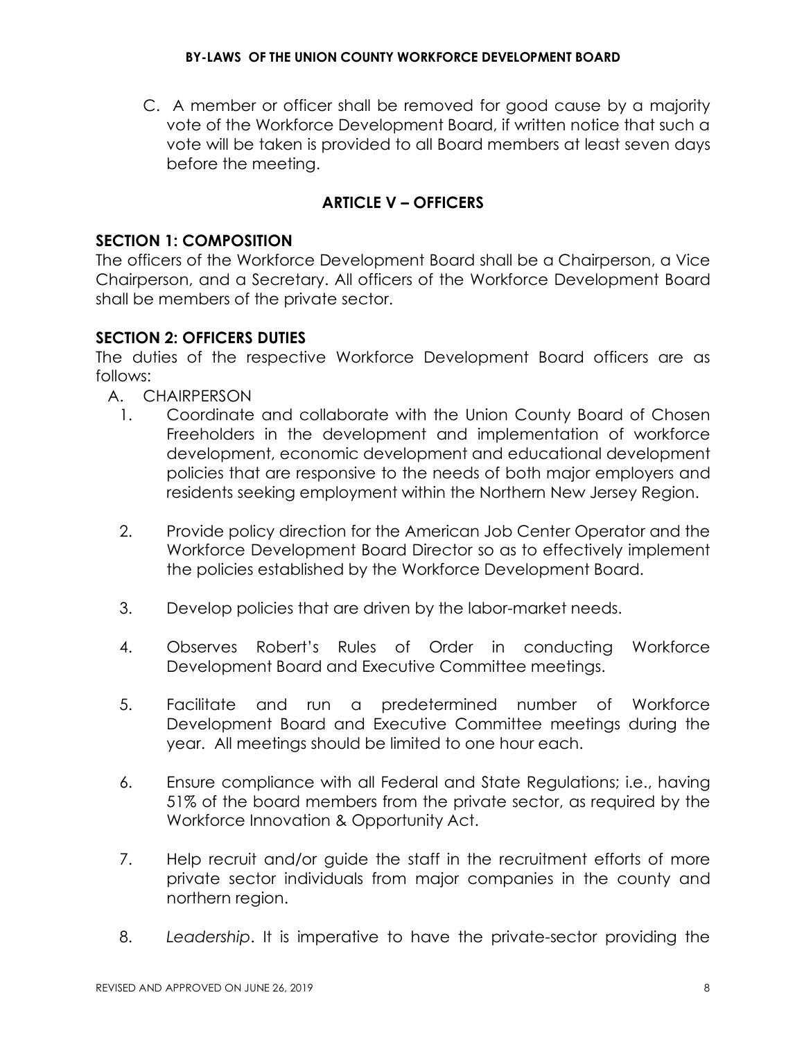C. A member or officer shall be removed for good cause by a majority vote of the Workforce Development Board, if written notice that such a vote will be taken is provided to all Board members at least seven days before the meeting.

## ARTICLE V – OFFICERS

### SECTION 1: COMPOSITION

The officers of the Workforce Development Board shall be a Chairperson, a Vice Chairperson, and a Secretary. All officers of the Workforce Development Board shall be members of the private sector.

### SECTION 2: OFFICERS DUTIES

The duties of the respective Workforce Development Board officers are as follows:

A. CHAIRPERSON

1. Coordinate and collaborate with the Union County Board of Chosen Freeholders in the development and implementation of workforce development, economic development and educational development policies that are responsive to the needs of both major employers and residents seeking employment within the Northern New Jersey Region.

2. Provide policy direction for the American Job Center Operator and the Workforce Development Board Director so as to effectively implement the policies established by the Workforce Development Board.

3. Develop policies that are driven by the labor-market needs.

4. Observes Robert's Rules of Order in conducting Workforce Development Board and Executive Committee meetings.

5. Facilitate and run a predetermined number of Workforce Development Board and Executive Committee meetings during the year. All meetings should be limited to one hour each.

6. Ensure compliance with all Federal and State Regulations; i.e., having 51% of the board members from the private sector, as required by the Workforce Innovation & Opportunity Act.

7. Help recruit and/or guide the staff in the recruitment efforts of more private sector individuals from major companies in the county and northern region.

8. *Leadership*. It is imperative to have the private-sector providing the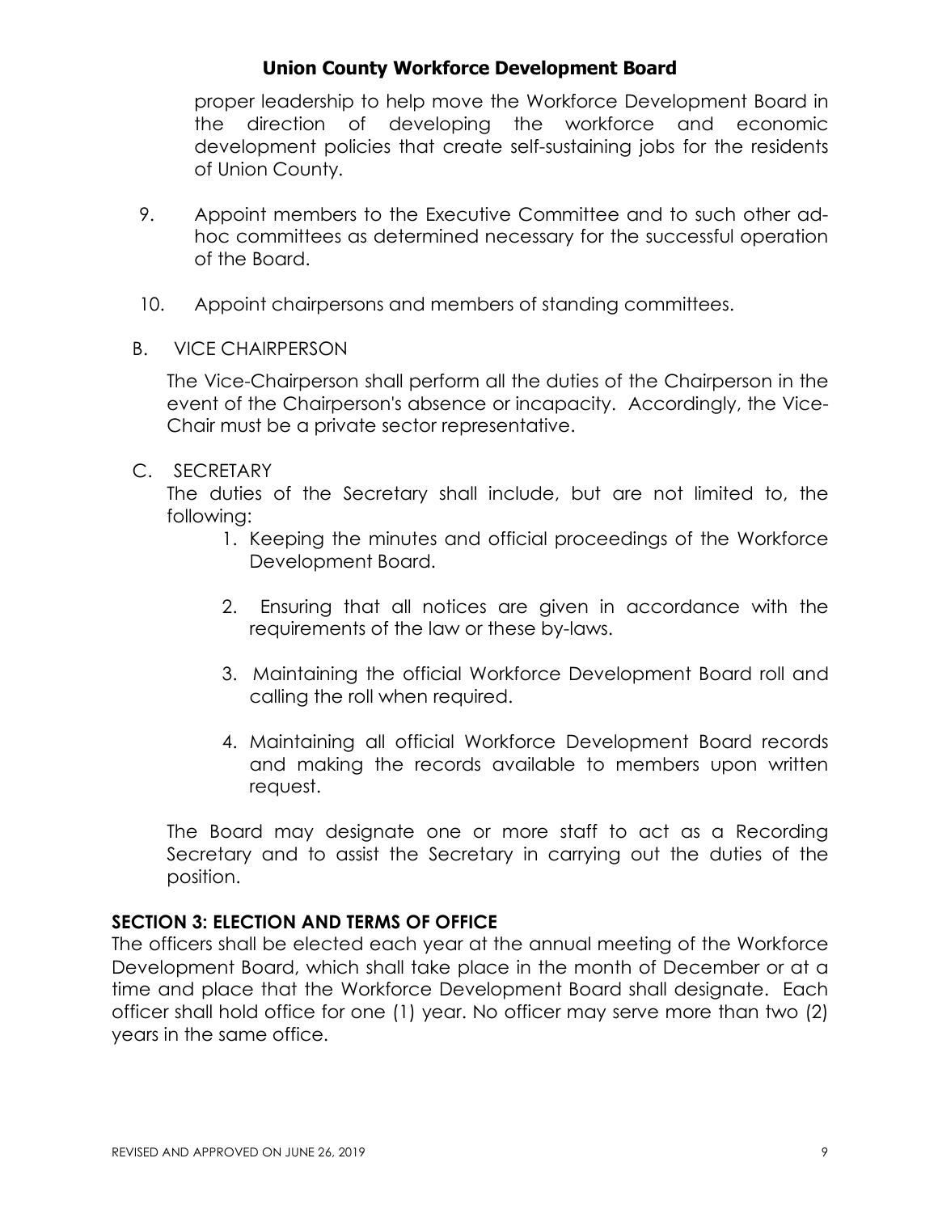proper leadership to help move the Workforce Development Board in the direction of developing the workforce and economic development policies that create self-sustaining jobs for the residents of Union County.

9. Appoint members to the Executive Committee and to such other ad-hoc committees as determined necessary for the successful operation of the Board.

10. Appoint chairpersons and members of standing committees.

B. VICE CHAIRPERSON

The Vice-Chairperson shall perform all the duties of the Chairperson in the event of the Chairperson's absence or incapacity. Accordingly, the Vice-Chair must be a private sector representative.

C. SECRETARY

The duties of the Secretary shall include, but are not limited to, the following:

1. Keeping the minutes and official proceedings of the Workforce Development Board.

2. Ensuring that all notices are given in accordance with the requirements of the law or these by-laws.

3. Maintaining the official Workforce Development Board roll and calling the roll when required.

4. Maintaining all official Workforce Development Board records and making the records available to members upon written request.

The Board may designate one or more staff to act as a Recording Secretary and to assist the Secretary in carrying out the duties of the position.

### SECTION 3: ELECTION AND TERMS OF OFFICE

The officers shall be elected each year at the annual meeting of the Workforce Development Board, which shall take place in the month of December or at a time and place that the Workforce Development Board shall designate. Each officer shall hold office for one (1) year. No officer may serve more than two (2) years in the same office.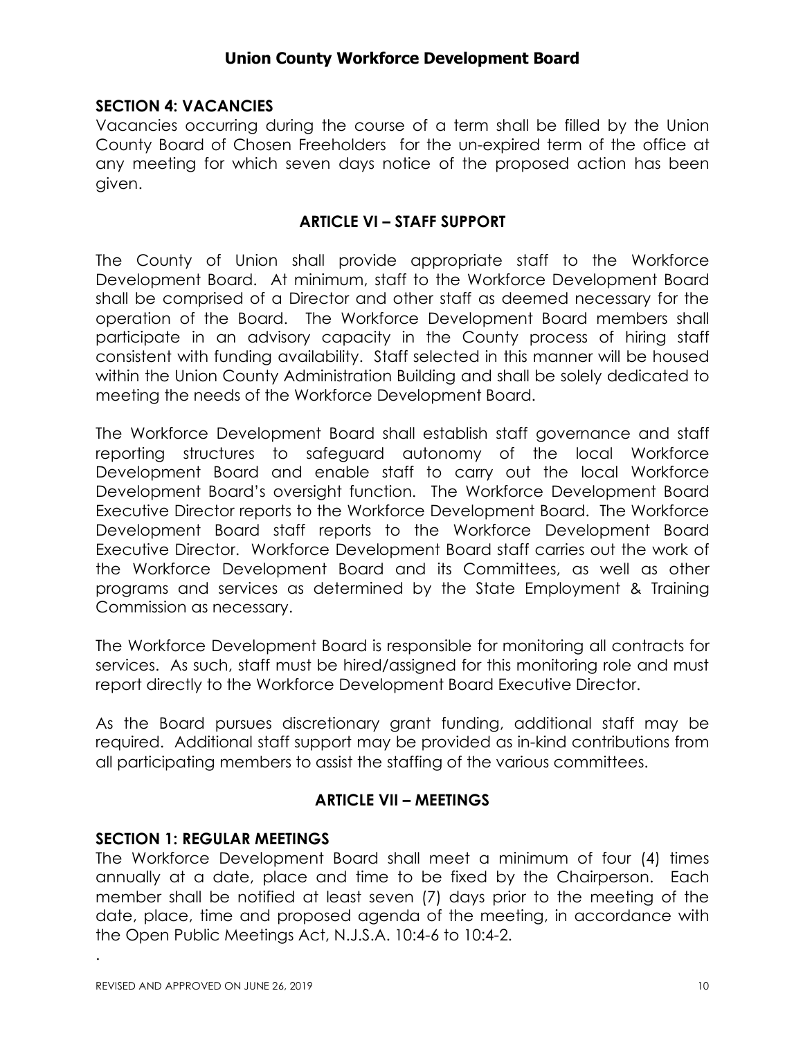### SECTION 4: VACANCIES

Vacancies occurring during the course of a term shall be filled by the Union County Board of Chosen Freeholders for the un-expired term of the office at any meeting for which seven days notice of the proposed action has been given.

## ARTICLE VI – STAFF SUPPORT

The County of Union shall provide appropriate staff to the Workforce Development Board. At minimum, staff to the Workforce Development Board shall be comprised of a Director and other staff as deemed necessary for the operation of the Board. The Workforce Development Board members shall participate in an advisory capacity in the County process of hiring staff consistent with funding availability. Staff selected in this manner will be housed within the Union County Administration Building and shall be solely dedicated to meeting the needs of the Workforce Development Board.

The Workforce Development Board shall establish staff governance and staff reporting structures to safeguard autonomy of the local Workforce Development Board and enable staff to carry out the local Workforce Development Board's oversight function. The Workforce Development Board Executive Director reports to the Workforce Development Board. The Workforce Development Board staff reports to the Workforce Development Board Executive Director. Workforce Development Board staff carries out the work of the Workforce Development Board and its Committees, as well as other programs and services as determined by the State Employment & Training Commission as necessary.

The Workforce Development Board is responsible for monitoring all contracts for services. As such, staff must be hired/assigned for this monitoring role and must report directly to the Workforce Development Board Executive Director.

As the Board pursues discretionary grant funding, additional staff may be required. Additional staff support may be provided as in-kind contributions from all participating members to assist the staffing of the various committees.

## ARTICLE VII – MEETINGS

### SECTION 1: REGULAR MEETINGS

The Workforce Development Board shall meet a minimum of four (4) times annually at a date, place and time to be fixed by the Chairperson. Each member shall be notified at least seven (7) days prior to the meeting of the date, place, time and proposed agenda of the meeting, in accordance with the Open Public Meetings Act, N.J.S.A. 10:4-6 to 10:4-2.

.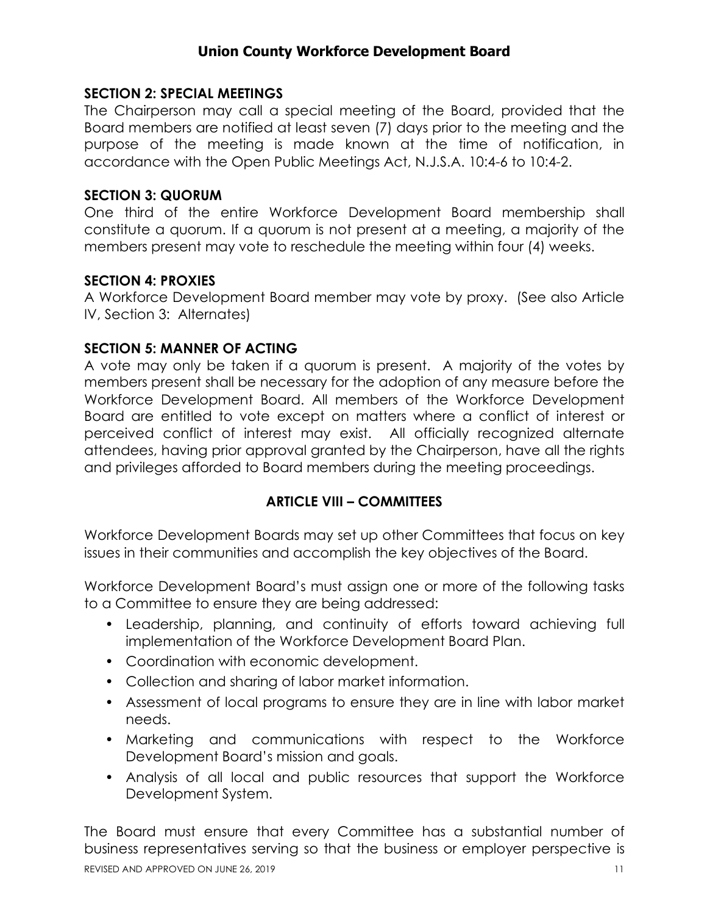### SECTION 2: SPECIAL MEETINGS

The Chairperson may call a special meeting of the Board, provided that the Board members are notified at least seven (7) days prior to the meeting and the purpose of the meeting is made known at the time of notification, in accordance with the Open Public Meetings Act, N.J.S.A. 10:4-6 to 10:4-2.

### SECTION 3: QUORUM

One third of the entire Workforce Development Board membership shall constitute a quorum. If a quorum is not present at a meeting, a majority of the members present may vote to reschedule the meeting within four (4) weeks.

### SECTION 4: PROXIES

A Workforce Development Board member may vote by proxy. (See also Article IV, Section 3: Alternates)

### SECTION 5: MANNER OF ACTING

A vote may only be taken if a quorum is present. A majority of the votes by members present shall be necessary for the adoption of any measure before the Workforce Development Board. All members of the Workforce Development Board are entitled to vote except on matters where a conflict of interest or perceived conflict of interest may exist. All officially recognized alternate attendees, having prior approval granted by the Chairperson, have all the rights and privileges afforded to Board members during the meeting proceedings.

## ARTICLE VIII – COMMITTEES

Workforce Development Boards may set up other Committees that focus on key issues in their communities and accomplish the key objectives of the Board.

Workforce Development Board's must assign one or more of the following tasks to a Committee to ensure they are being addressed:

- Leadership, planning, and continuity of efforts toward achieving full implementation of the Workforce Development Board Plan.
- Coordination with economic development.
- Collection and sharing of labor market information.
- Assessment of local programs to ensure they are in line with labor market needs.
- Marketing and communications with respect to the Workforce Development Board's mission and goals.
- Analysis of all local and public resources that support the Workforce Development System.

The Board must ensure that every Committee has a substantial number of business representatives serving so that the business or employer perspective is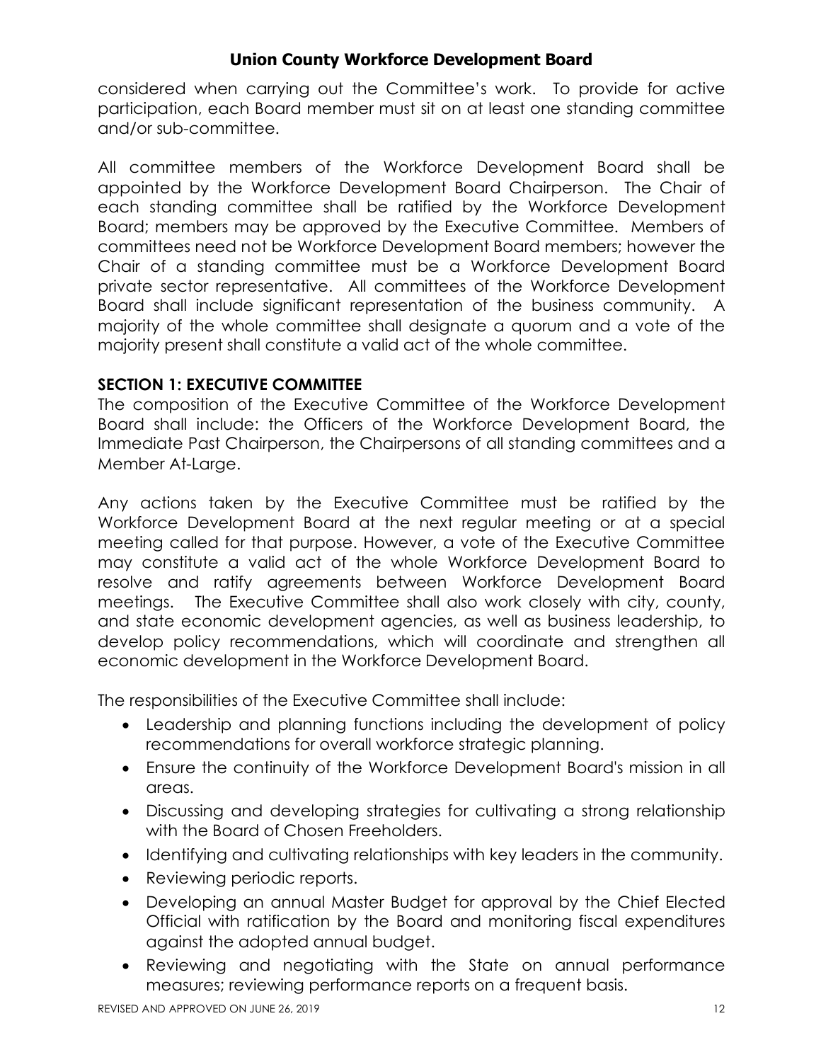considered when carrying out the Committee's work. To provide for active participation, each Board member must sit on at least one standing committee and/or sub-committee.

All committee members of the Workforce Development Board shall be appointed by the Workforce Development Board Chairperson. The Chair of each standing committee shall be ratified by the Workforce Development Board; members may be approved by the Executive Committee. Members of committees need not be Workforce Development Board members; however the Chair of a standing committee must be a Workforce Development Board private sector representative. All committees of the Workforce Development Board shall include significant representation of the business community. A majority of the whole committee shall designate a quorum and a vote of the majority present shall constitute a valid act of the whole committee.

**SECTION 1: EXECUTIVE COMMITTEE**

The composition of the Executive Committee of the Workforce Development Board shall include: the Officers of the Workforce Development Board, the Immediate Past Chairperson, the Chairpersons of all standing committees and a Member At-Large.

Any actions taken by the Executive Committee must be ratified by the Workforce Development Board at the next regular meeting or at a special meeting called for that purpose. However, a vote of the Executive Committee may constitute a valid act of the whole Workforce Development Board to resolve and ratify agreements between Workforce Development Board meetings. The Executive Committee shall also work closely with city, county, and state economic development agencies, as well as business leadership, to develop policy recommendations, which will coordinate and strengthen all economic development in the Workforce Development Board.

The responsibilities of the Executive Committee shall include:

- Leadership and planning functions including the development of policy recommendations for overall workforce strategic planning.
- Ensure the continuity of the Workforce Development Board's mission in all areas.
- Discussing and developing strategies for cultivating a strong relationship with the Board of Chosen Freeholders.
- Identifying and cultivating relationships with key leaders in the community.
- Reviewing periodic reports.
- Developing an annual Master Budget for approval by the Chief Elected Official with ratification by the Board and monitoring fiscal expenditures against the adopted annual budget.
- Reviewing and negotiating with the State on annual performance measures; reviewing performance reports on a frequent basis.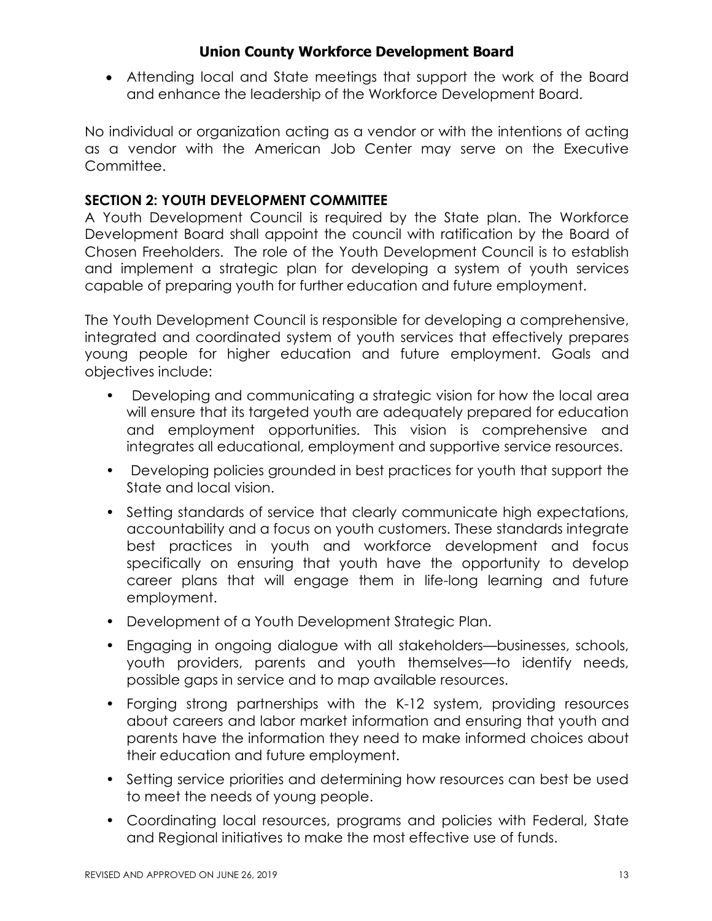- Attending local and State meetings that support the work of the Board and enhance the leadership of the Workforce Development Board.

No individual or organization acting as a vendor or with the intentions of acting as a vendor with the American Job Center may serve on the Executive Committee.

**SECTION 2: YOUTH DEVELOPMENT COMMITTEE**

A Youth Development Council is required by the State plan. The Workforce Development Board shall appoint the council with ratification by the Board of Chosen Freeholders. The role of the Youth Development Council is to establish and implement a strategic plan for developing a system of youth services capable of preparing youth for further education and future employment.

The Youth Development Council is responsible for developing a comprehensive, integrated and coordinated system of youth services that effectively prepares young people for higher education and future employment. Goals and objectives include:

- Developing and communicating a strategic vision for how the local area will ensure that its targeted youth are adequately prepared for education and employment opportunities. This vision is comprehensive and integrates all educational, employment and supportive service resources.
- Developing policies grounded in best practices for youth that support the State and local vision.
- Setting standards of service that clearly communicate high expectations, accountability and a focus on youth customers. These standards integrate best practices in youth and workforce development and focus specifically on ensuring that youth have the opportunity to develop career plans that will engage them in life-long learning and future employment.
- Development of a Youth Development Strategic Plan.
- Engaging in ongoing dialogue with all stakeholders—businesses, schools, youth providers, parents and youth themselves—to identify needs, possible gaps in service and to map available resources.
- Forging strong partnerships with the K-12 system, providing resources about careers and labor market information and ensuring that youth and parents have the information they need to make informed choices about their education and future employment.
- Setting service priorities and determining how resources can best be used to meet the needs of young people.
- Coordinating local resources, programs and policies with Federal, State and Regional initiatives to make the most effective use of funds.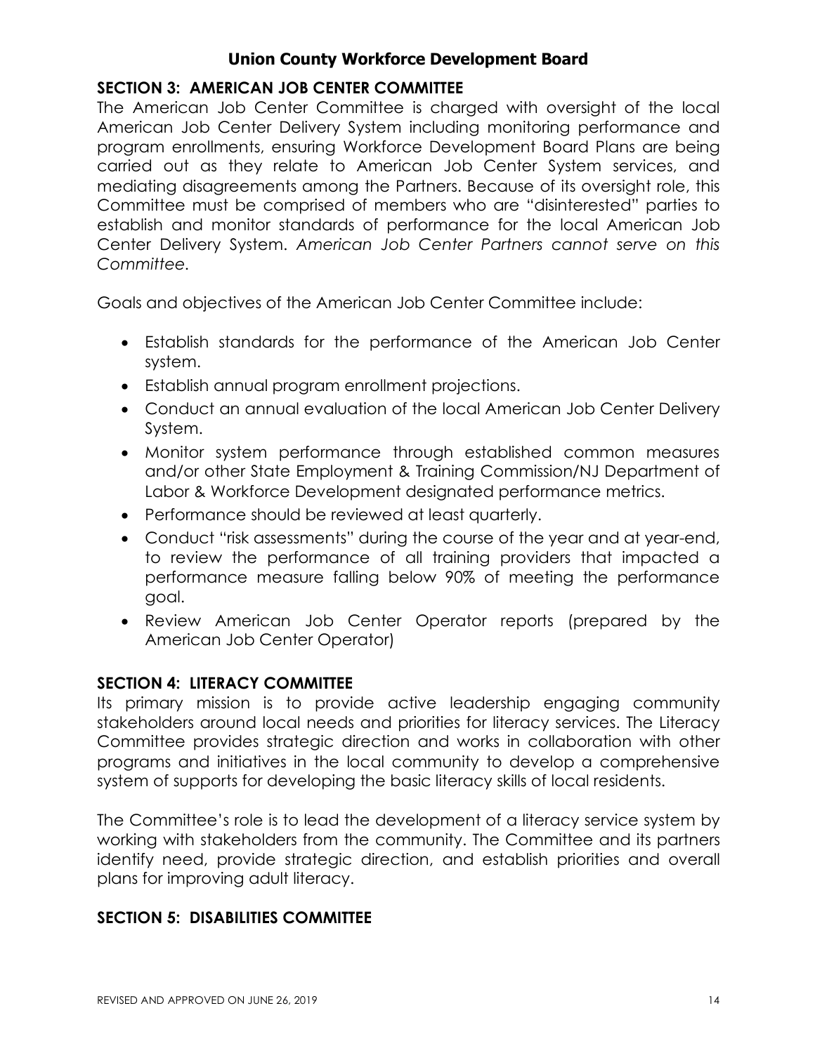## SECTION 3: AMERICAN JOB CENTER COMMITTEE

The American Job Center Committee is charged with oversight of the local American Job Center Delivery System including monitoring performance and program enrollments, ensuring Workforce Development Board Plans are being carried out as they relate to American Job Center System services, and mediating disagreements among the Partners. Because of its oversight role, this Committee must be comprised of members who are "disinterested" parties to establish and monitor standards of performance for the local American Job Center Delivery System. *American Job Center Partners cannot serve on this Committee.*

Goals and objectives of the American Job Center Committee include:

- Establish standards for the performance of the American Job Center system.
- Establish annual program enrollment projections.
- Conduct an annual evaluation of the local American Job Center Delivery System.
- Monitor system performance through established common measures and/or other State Employment & Training Commission/NJ Department of Labor & Workforce Development designated performance metrics.
- Performance should be reviewed at least quarterly.
- Conduct "risk assessments" during the course of the year and at year-end, to review the performance of all training providers that impacted a performance measure falling below 90% of meeting the performance goal.
- Review American Job Center Operator reports (prepared by the American Job Center Operator)

## SECTION 4: LITERACY COMMITTEE

Its primary mission is to provide active leadership engaging community stakeholders around local needs and priorities for literacy services. The Literacy Committee provides strategic direction and works in collaboration with other programs and initiatives in the local community to develop a comprehensive system of supports for developing the basic literacy skills of local residents.

The Committee's role is to lead the development of a literacy service system by working with stakeholders from the community. The Committee and its partners identify need, provide strategic direction, and establish priorities and overall plans for improving adult literacy.

## SECTION 5: DISABILITIES COMMITTEE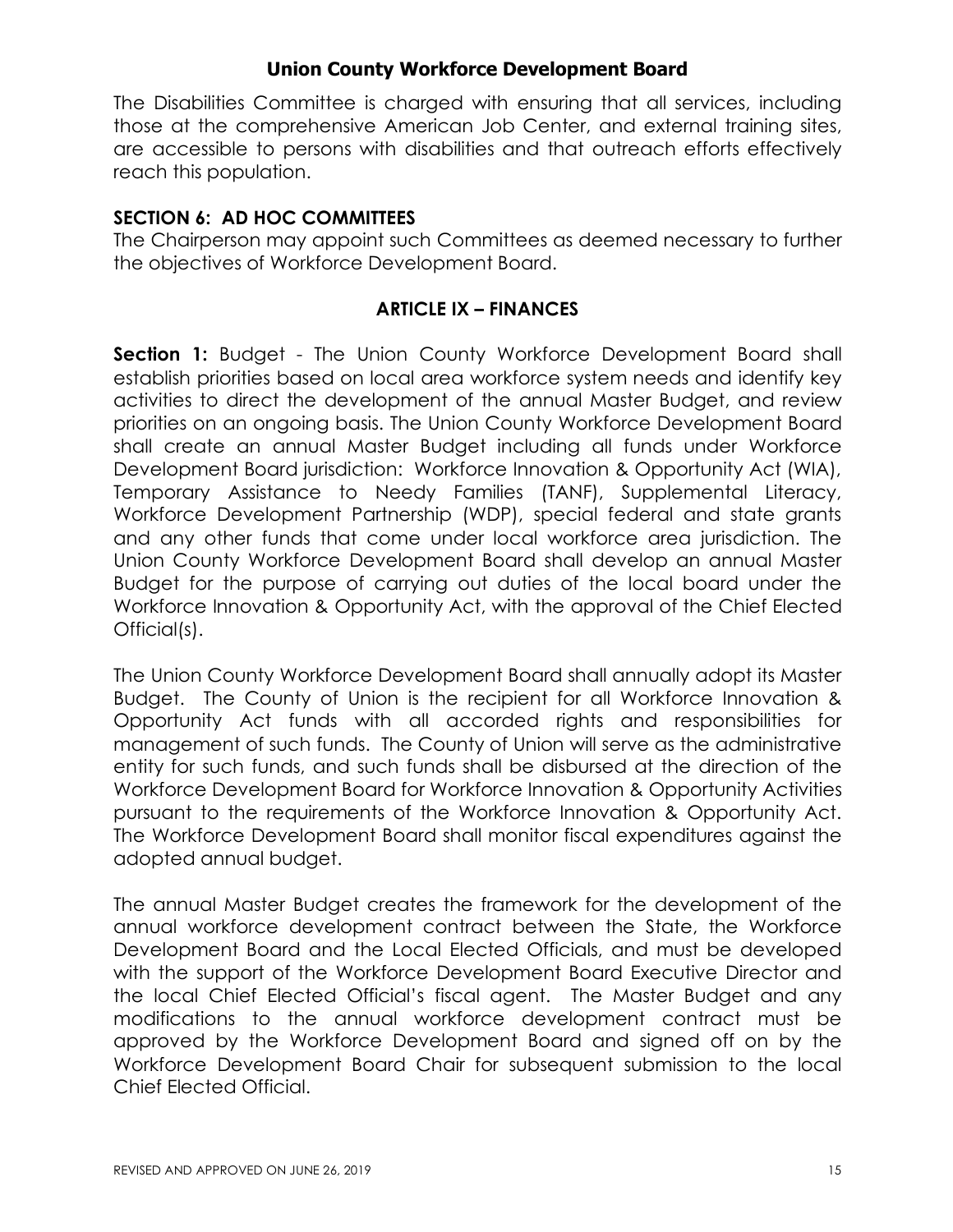The Disabilities Committee is charged with ensuring that all services, including those at the comprehensive American Job Center, and external training sites, are accessible to persons with disabilities and that outreach efforts effectively reach this population.

### SECTION 6: AD HOC COMMITTEES

The Chairperson may appoint such Committees as deemed necessary to further the objectives of Workforce Development Board.

## ARTICLE IX – FINANCES

**Section 1:** Budget - The Union County Workforce Development Board shall establish priorities based on local area workforce system needs and identify key activities to direct the development of the annual Master Budget, and review priorities on an ongoing basis. The Union County Workforce Development Board shall create an annual Master Budget including all funds under Workforce Development Board jurisdiction: Workforce Innovation & Opportunity Act (WIA), Temporary Assistance to Needy Families (TANF), Supplemental Literacy, Workforce Development Partnership (WDP), special federal and state grants and any other funds that come under local workforce area jurisdiction. The Union County Workforce Development Board shall develop an annual Master Budget for the purpose of carrying out duties of the local board under the Workforce Innovation & Opportunity Act, with the approval of the Chief Elected Official(s).

The Union County Workforce Development Board shall annually adopt its Master Budget. The County of Union is the recipient for all Workforce Innovation & Opportunity Act funds with all accorded rights and responsibilities for management of such funds. The County of Union will serve as the administrative entity for such funds, and such funds shall be disbursed at the direction of the Workforce Development Board for Workforce Innovation & Opportunity Activities pursuant to the requirements of the Workforce Innovation & Opportunity Act. The Workforce Development Board shall monitor fiscal expenditures against the adopted annual budget.

The annual Master Budget creates the framework for the development of the annual workforce development contract between the State, the Workforce Development Board and the Local Elected Officials, and must be developed with the support of the Workforce Development Board Executive Director and the local Chief Elected Official's fiscal agent. The Master Budget and any modifications to the annual workforce development contract must be approved by the Workforce Development Board and signed off on by the Workforce Development Board Chair for subsequent submission to the local Chief Elected Official.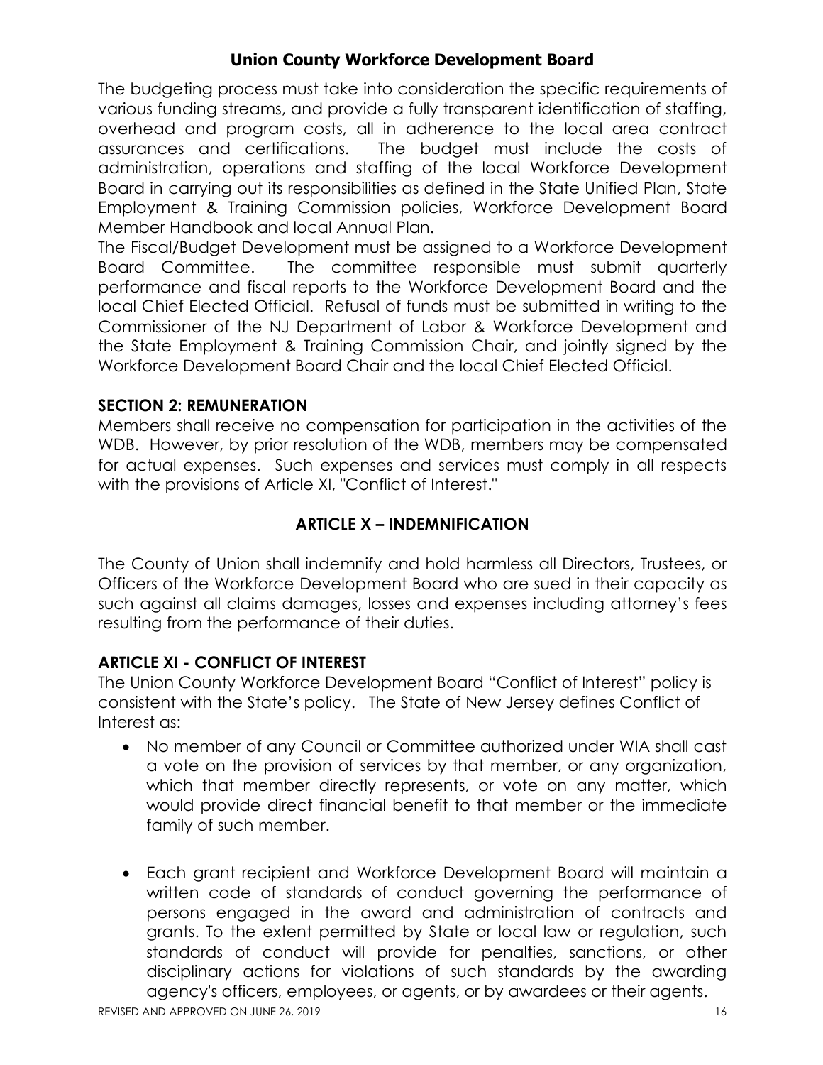The budgeting process must take into consideration the specific requirements of various funding streams, and provide a fully transparent identification of staffing, overhead and program costs, all in adherence to the local area contract assurances and certifications. The budget must include the costs of administration, operations and staffing of the local Workforce Development Board in carrying out its responsibilities as defined in the State Unified Plan, State Employment & Training Commission policies, Workforce Development Board Member Handbook and local Annual Plan.

The Fiscal/Budget Development must be assigned to a Workforce Development Board Committee. The committee responsible must submit quarterly performance and fiscal reports to the Workforce Development Board and the local Chief Elected Official. Refusal of funds must be submitted in writing to the Commissioner of the NJ Department of Labor & Workforce Development and the State Employment & Training Commission Chair, and jointly signed by the Workforce Development Board Chair and the local Chief Elected Official.

### SECTION 2: REMUNERATION

Members shall receive no compensation for participation in the activities of the WDB. However, by prior resolution of the WDB, members may be compensated for actual expenses. Such expenses and services must comply in all respects with the provisions of Article XI, "Conflict of Interest."

## ARTICLE X – INDEMNIFICATION

The County of Union shall indemnify and hold harmless all Directors, Trustees, or Officers of the Workforce Development Board who are sued in their capacity as such against all claims damages, losses and expenses including attorney's fees resulting from the performance of their duties.

## ARTICLE XI - CONFLICT OF INTEREST

The Union County Workforce Development Board "Conflict of Interest" policy is consistent with the State's policy. The State of New Jersey defines Conflict of Interest as:

- No member of any Council or Committee authorized under WIA shall cast a vote on the provision of services by that member, or any organization, which that member directly represents, or vote on any matter, which would provide direct financial benefit to that member or the immediate family of such member.

- Each grant recipient and Workforce Development Board will maintain a written code of standards of conduct governing the performance of persons engaged in the award and administration of contracts and grants. To the extent permitted by State or local law or regulation, such standards of conduct will provide for penalties, sanctions, or other disciplinary actions for violations of such standards by the awarding agency's officers, employees, or agents, or by awardees or their agents.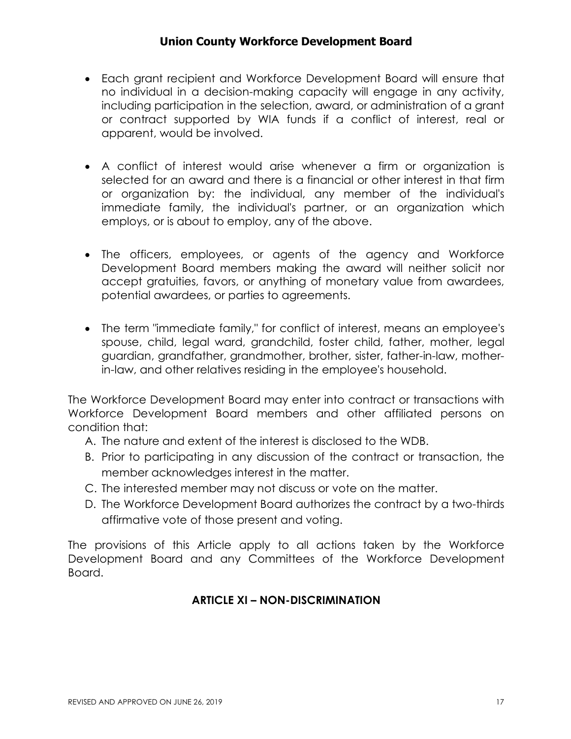- Each grant recipient and Workforce Development Board will ensure that no individual in a decision-making capacity will engage in any activity, including participation in the selection, award, or administration of a grant or contract supported by WIA funds if a conflict of interest, real or apparent, would be involved.

- A conflict of interest would arise whenever a firm or organization is selected for an award and there is a financial or other interest in that firm or organization by: the individual, any member of the individual's immediate family, the individual's partner, or an organization which employs, or is about to employ, any of the above.

- The officers, employees, or agents of the agency and Workforce Development Board members making the award will neither solicit nor accept gratuities, favors, or anything of monetary value from awardees, potential awardees, or parties to agreements.

- The term "immediate family," for conflict of interest, means an employee's spouse, child, legal ward, grandchild, foster child, father, mother, legal guardian, grandfather, grandmother, brother, sister, father-in-law, mother-in-law, and other relatives residing in the employee's household.

The Workforce Development Board may enter into contract or transactions with Workforce Development Board members and other affiliated persons on condition that:

A. The nature and extent of the interest is disclosed to the WDB.
B. Prior to participating in any discussion of the contract or transaction, the member acknowledges interest in the matter.
C. The interested member may not discuss or vote on the matter.
D. The Workforce Development Board authorizes the contract by a two-thirds affirmative vote of those present and voting.

The provisions of this Article apply to all actions taken by the Workforce Development Board and any Committees of the Workforce Development Board.

## ARTICLE XI – NON-DISCRIMINATION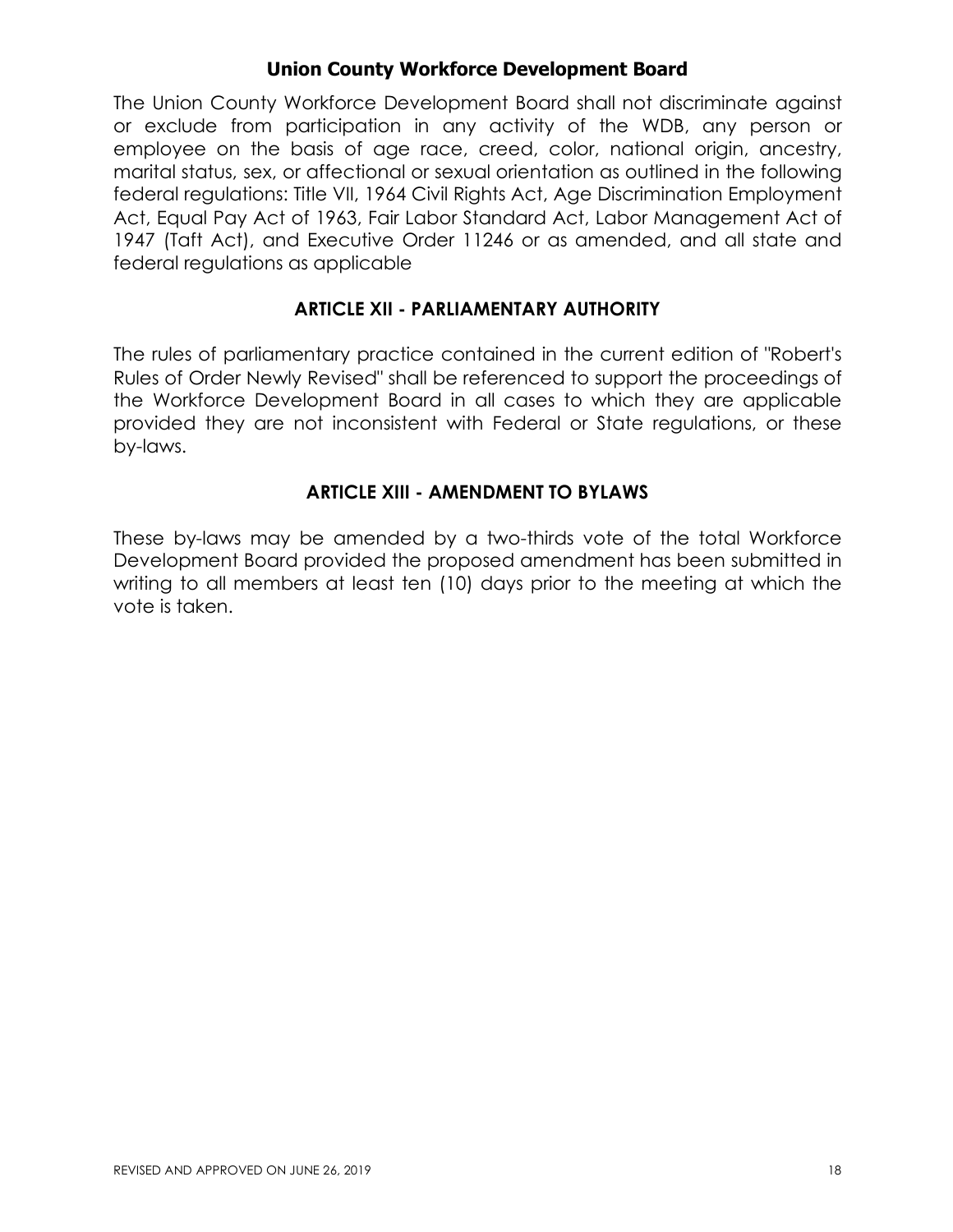### Union County Workforce Development Board

The Union County Workforce Development Board shall not discriminate against or exclude from participation in any activity of the WDB, any person or employee on the basis of age race, creed, color, national origin, ancestry, marital status, sex, or affectional or sexual orientation as outlined in the following federal regulations: Title VII, 1964 Civil Rights Act, Age Discrimination Employment Act, Equal Pay Act of 1963, Fair Labor Standard Act, Labor Management Act of 1947 (Taft Act), and Executive Order 11246 or as amended, and all state and federal regulations as applicable

### ARTICLE XII - PARLIAMENTARY AUTHORITY

The rules of parliamentary practice contained in the current edition of "Robert's Rules of Order Newly Revised" shall be referenced to support the proceedings of the Workforce Development Board in all cases to which they are applicable provided they are not inconsistent with Federal or State regulations, or these by-laws.

### ARTICLE XIII - AMENDMENT TO BYLAWS

These by-laws may be amended by a two-thirds vote of the total Workforce Development Board provided the proposed amendment has been submitted in writing to all members at least ten (10) days prior to the meeting at which the vote is taken.